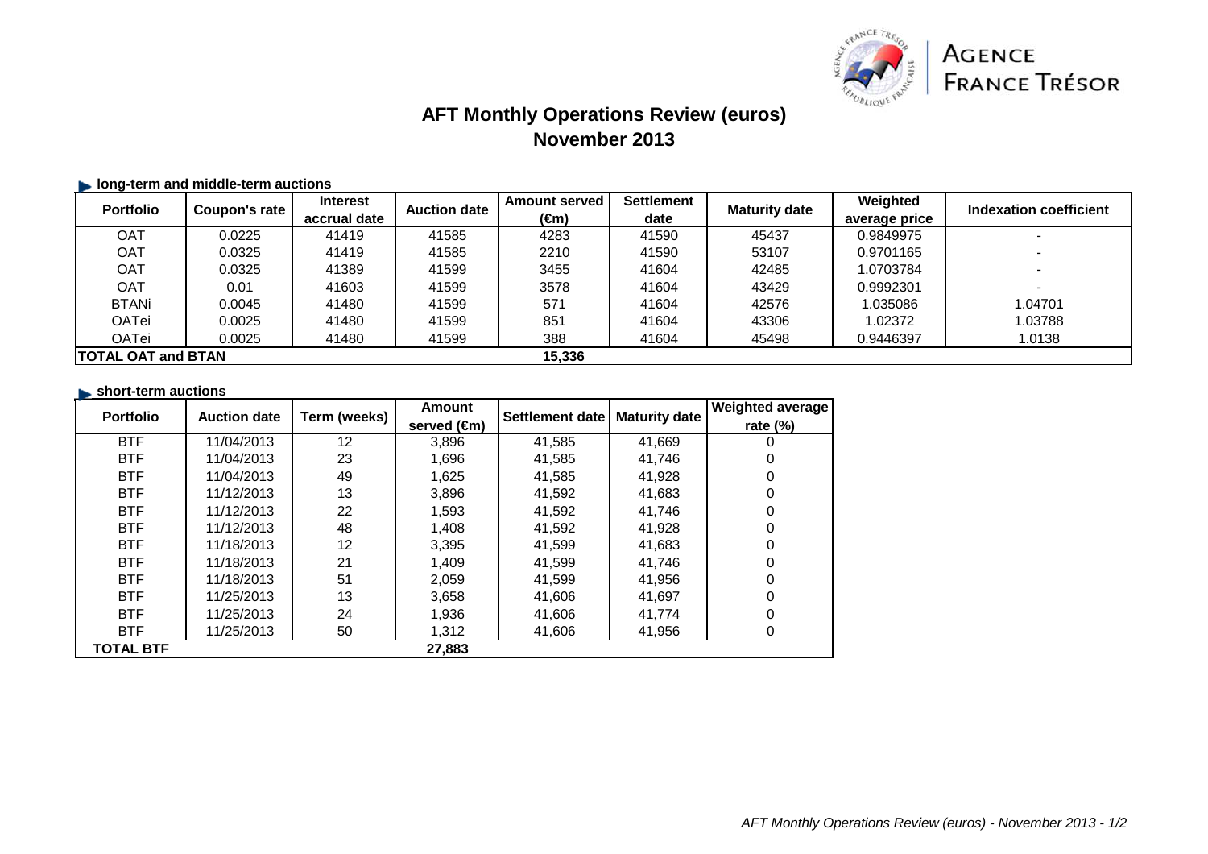# AFT Monthly Operations Review (euros)
## November 2013

### long-term and middle-term auctions

| Portfolio | Coupon's rate | Interest accrual date | Auction date | Amount served (€m) | Settlement date | Maturity date | Weighted average price | Indexation coefficient |
|---|---|---|---|---|---|---|---|---|
| OAT | 0.0225 | 41419 | 41585 | 4283 | 41590 | 45437 | 0.9849975 | - |
| OAT | 0.0325 | 41419 | 41585 | 2210 | 41590 | 53107 | 0.9701165 | - |
| OAT | 0.0325 | 41389 | 41599 | 3455 | 41604 | 42485 | 1.0703784 | - |
| OAT | 0.01 | 41603 | 41599 | 3578 | 41604 | 43429 | 0.9992301 | - |
| BTANi | 0.0045 | 41480 | 41599 | 571 | 41604 | 42576 | 1.035086 | 1.04701 |
| OATei | 0.0025 | 41480 | 41599 | 851 | 41604 | 43306 | 1.02372 | 1.03788 |
| OATei | 0.0025 | 41480 | 41599 | 388 | 41604 | 45498 | 0.9446397 | 1.0138 |
| **TOTAL OAT and BTAN** | | | | **15,336** | | | | |

### short-term auctions

| Portfolio | Auction date | Term (weeks) | Amount served (€m) | Settlement date | Maturity date | Weighted average rate (%) |
|---|---|---|---|---|---|---|
| BTF | 11/04/2013 | 12 | 3,896 | 41,585 | 41,669 | 0 |
| BTF | 11/04/2013 | 23 | 1,696 | 41,585 | 41,746 | 0 |
| BTF | 11/04/2013 | 49 | 1,625 | 41,585 | 41,928 | 0 |
| BTF | 11/12/2013 | 13 | 3,896 | 41,592 | 41,683 | 0 |
| BTF | 11/12/2013 | 22 | 1,593 | 41,592 | 41,746 | 0 |
| BTF | 11/12/2013 | 48 | 1,408 | 41,592 | 41,928 | 0 |
| BTF | 11/18/2013 | 12 | 3,395 | 41,599 | 41,683 | 0 |
| BTF | 11/18/2013 | 21 | 1,409 | 41,599 | 41,746 | 0 |
| BTF | 11/18/2013 | 51 | 2,059 | 41,599 | 41,956 | 0 |
| BTF | 11/25/2013 | 13 | 3,658 | 41,606 | 41,697 | 0 |
| BTF | 11/25/2013 | 24 | 1,936 | 41,606 | 41,774 | 0 |
| BTF | 11/25/2013 | 50 | 1,312 | 41,606 | 41,956 | 0 |
| **TOTAL BTF** | | | **27,883** | | | |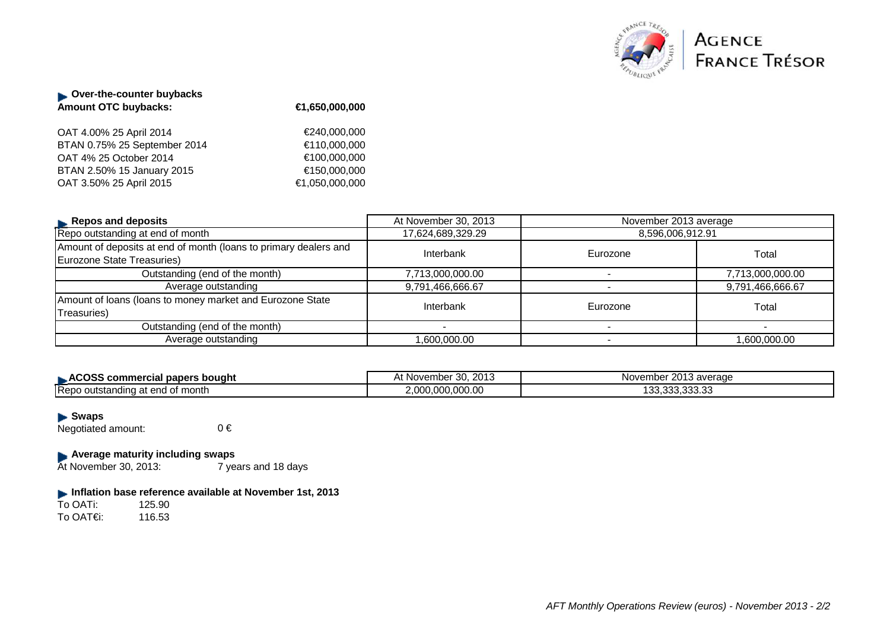### Over-the-counter buybacks

| | |
|---|---|
| **Amount OTC buybacks:** | **€1,650,000,000** |
| OAT 4.00% 25 April 2014 | €240,000,000 |
| BTAN 0.75% 25 September 2014 | €110,000,000 |
| OAT 4% 25 October 2014 | €100,000,000 |
| BTAN 2.50% 15 January 2015 | €150,000,000 |
| OAT 3.50% 25 April 2015 | €1,050,000,000 |

| **Repos and deposits** | At November 30, 2013 | November 2013 average | |
|---|---|---|---|
| Repo outstanding at end of month | 17,624,689,329.29 | 8,596,006,912.91 | |
| Amount of deposits at end of month (loans to primary dealers and Eurozone State Treasuries) | Interbank | Eurozone | Total |
| Outstanding (end of the month) | 7,713,000,000.00 | - | 7,713,000,000.00 |
| Average outstanding | 9,791,466,666.67 | - | 9,791,466,666.67 |
| Amount of loans (loans to money market and Eurozone State Treasuries) | Interbank | Eurozone | Total |
| Outstanding (end of the month) | - | - | - |
| Average outstanding | 1,600,000.00 | - | 1,600,000.00 |

| **ACOSS commercial papers bought** | At November 30, 2013 | November 2013 average |
|---|---|---|
| Repo outstanding at end of month | 2,000,000,000.00 | 133,333,333.33 |

### Swaps

Negotiated amount: 0 €

### Average maturity including swaps

At November 30, 2013: 7 years and 18 days

### Inflation base reference available at November 1st, 2013

To OATi: 125.90

To OAT€i: 116.53